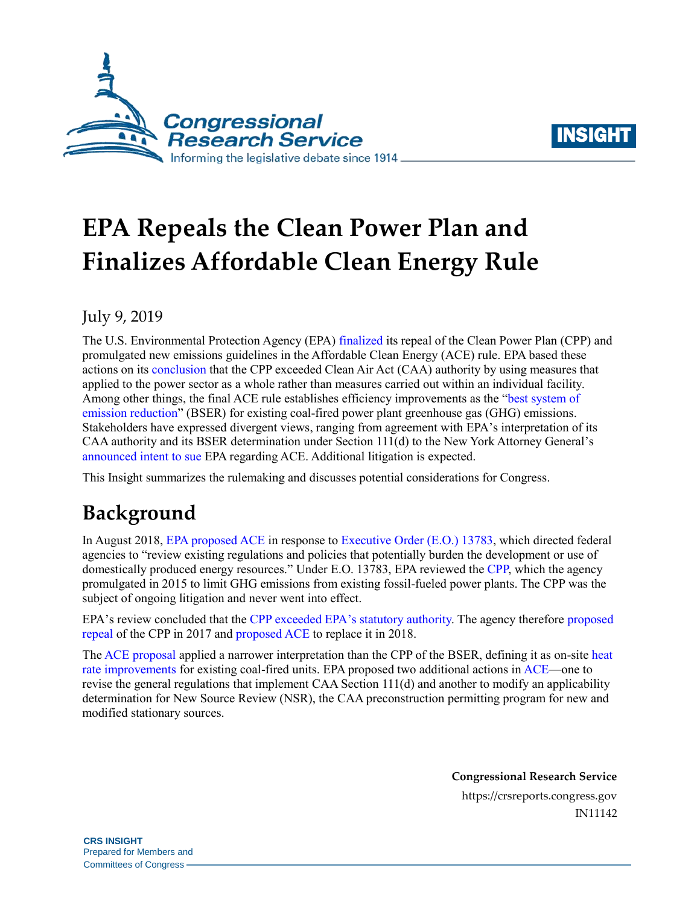# EPA Repeals the Clean Power Plan and Finalizes Affordable Clean Energy Rule

July 9, 2019

The U.S. Environmental Protection Agency (EPA) finalized its repeal of the Clean Power Plan (CPP) and promulgated new emissions guidelines in the Affordable Clean Energy (ACE) rule. EPA based these actions on its conclusion that the CPP exceeded Clean Air Act (CAA) authority by using measures that applied to the power sector as a whole rather than measures carried out within an individual facility. Among other things, the final ACE rule establishes efficiency improvements as the "best system of emission reduction" (BSER) for existing coal-fired power plant greenhouse gas (GHG) emissions. Stakeholders have expressed divergent views, ranging from agreement with EPA's interpretation of its CAA authority and its BSER determination under Section 111(d) to the New York Attorney General's announced intent to sue EPA regarding ACE. Additional litigation is expected.

This Insight summarizes the rulemaking and discusses potential considerations for Congress.

## Background

In August 2018, EPA proposed ACE in response to Executive Order (E.O.) 13783, which directed federal agencies to "review existing regulations and policies that potentially burden the development or use of domestically produced energy resources." Under E.O. 13783, EPA reviewed the CPP, which the agency promulgated in 2015 to limit GHG emissions from existing fossil-fueled power plants. The CPP was the subject of ongoing litigation and never went into effect.

EPA's review concluded that the CPP exceeded EPA's statutory authority. The agency therefore proposed repeal of the CPP in 2017 and proposed ACE to replace it in 2018.

The ACE proposal applied a narrower interpretation than the CPP of the BSER, defining it as on-site heat rate improvements for existing coal-fired units. EPA proposed two additional actions in ACE—one to revise the general regulations that implement CAA Section 111(d) and another to modify an applicability determination for New Source Review (NSR), the CAA preconstruction permitting program for new and modified stationary sources.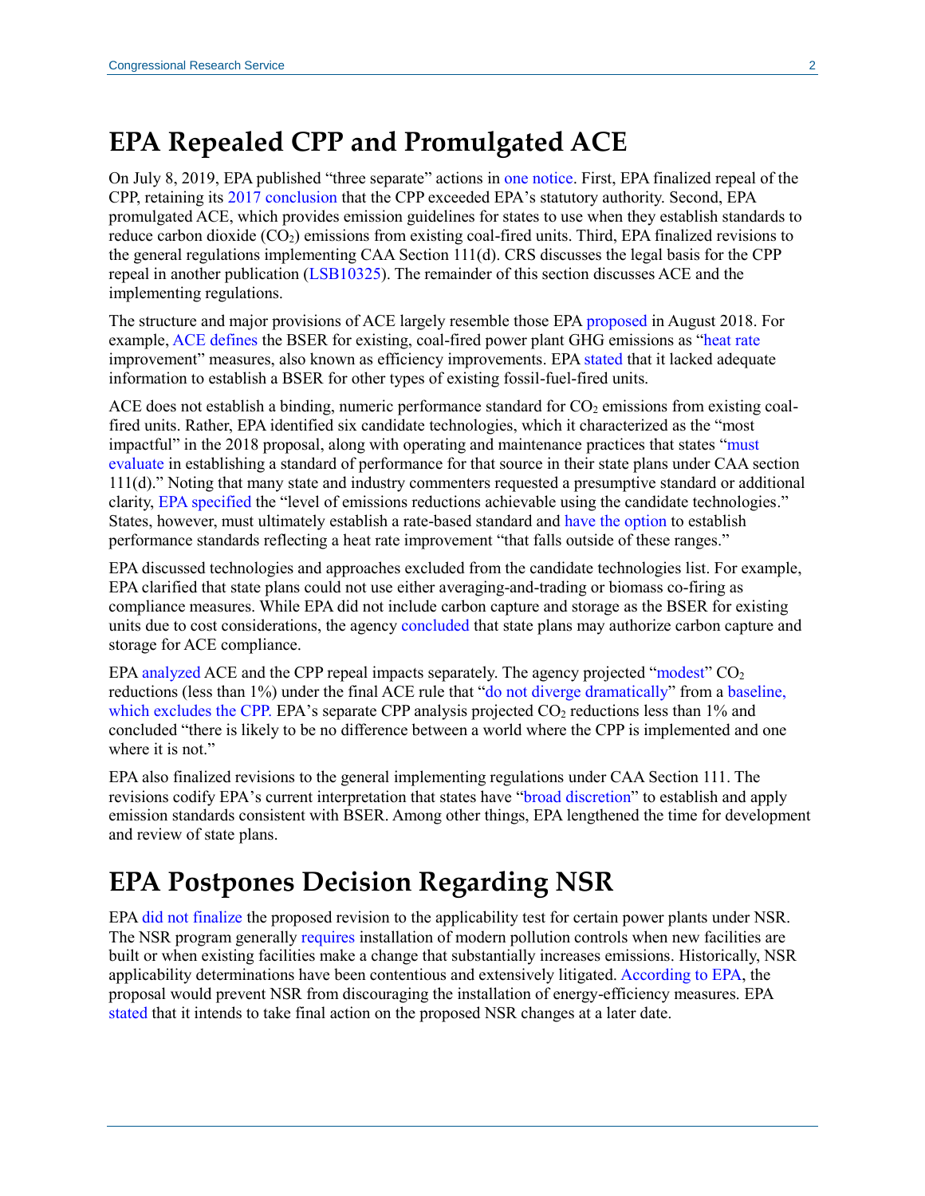# EPA Repealed CPP and Promulgated ACE

On July 8, 2019, EPA published "three separate" actions in one notice. First, EPA finalized repeal of the CPP, retaining its 2017 conclusion that the CPP exceeded EPA's statutory authority. Second, EPA promulgated ACE, which provides emission guidelines for states to use when they establish standards to reduce carbon dioxide ($CO_2$) emissions from existing coal-fired units. Third, EPA finalized revisions to the general regulations implementing CAA Section 111(d). CRS discusses the legal basis for the CPP repeal in another publication (LSB10325). The remainder of this section discusses ACE and the implementing regulations.

The structure and major provisions of ACE largely resemble those EPA proposed in August 2018. For example, ACE defines the BSER for existing, coal-fired power plant GHG emissions as "heat rate improvement" measures, also known as efficiency improvements. EPA stated that it lacked adequate information to establish a BSER for other types of existing fossil-fuel-fired units.

ACE does not establish a binding, numeric performance standard for $CO_2$ emissions from existing coal-fired units. Rather, EPA identified six candidate technologies, which it characterized as the "most impactful" in the 2018 proposal, along with operating and maintenance practices that states "must evaluate in establishing a standard of performance for that source in their state plans under CAA section 111(d)." Noting that many state and industry commenters requested a presumptive standard or additional clarity, EPA specified the "level of emissions reductions achievable using the candidate technologies." States, however, must ultimately establish a rate-based standard and have the option to establish performance standards reflecting a heat rate improvement "that falls outside of these ranges."

EPA discussed technologies and approaches excluded from the candidate technologies list. For example, EPA clarified that state plans could not use either averaging-and-trading or biomass co-firing as compliance measures. While EPA did not include carbon capture and storage as the BSER for existing units due to cost considerations, the agency concluded that state plans may authorize carbon capture and storage for ACE compliance.

EPA analyzed ACE and the CPP repeal impacts separately. The agency projected "modest" $CO_2$ reductions (less than 1%) under the final ACE rule that "do not diverge dramatically" from a baseline, which excludes the CPP. EPA's separate CPP analysis projected $CO_2$ reductions less than 1% and concluded "there is likely to be no difference between a world where the CPP is implemented and one where it is not."

EPA also finalized revisions to the general implementing regulations under CAA Section 111. The revisions codify EPA's current interpretation that states have "broad discretion" to establish and apply emission standards consistent with BSER. Among other things, EPA lengthened the time for development and review of state plans.

# EPA Postpones Decision Regarding NSR

EPA did not finalize the proposed revision to the applicability test for certain power plants under NSR. The NSR program generally requires installation of modern pollution controls when new facilities are built or when existing facilities make a change that substantially increases emissions. Historically, NSR applicability determinations have been contentious and extensively litigated. According to EPA, the proposal would prevent NSR from discouraging the installation of energy-efficiency measures. EPA stated that it intends to take final action on the proposed NSR changes at a later date.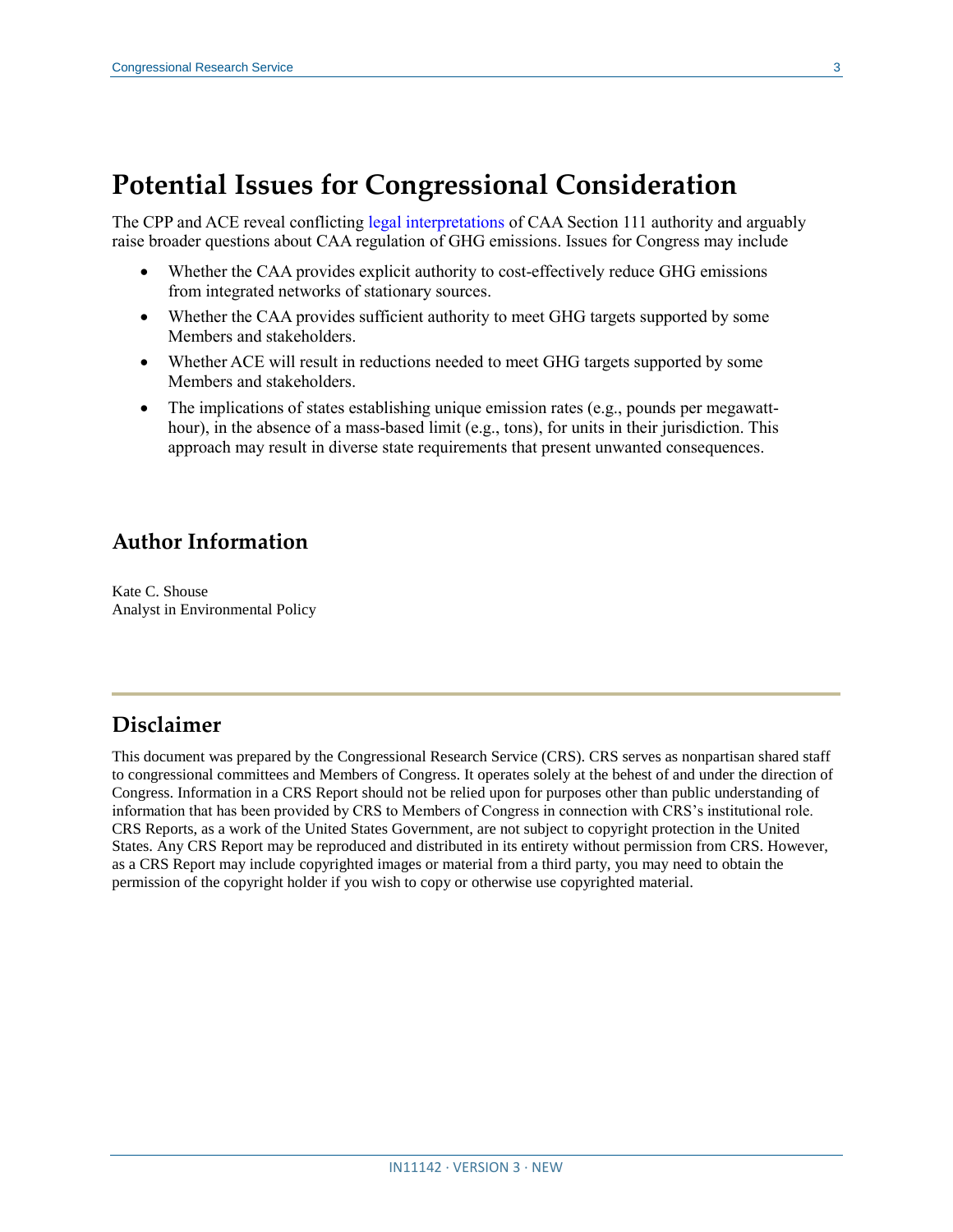# Potential Issues for Congressional Consideration

The CPP and ACE reveal conflicting legal interpretations of CAA Section 111 authority and arguably raise broader questions about CAA regulation of GHG emissions. Issues for Congress may include

- Whether the CAA provides explicit authority to cost-effectively reduce GHG emissions from integrated networks of stationary sources.
- Whether the CAA provides sufficient authority to meet GHG targets supported by some Members and stakeholders.
- Whether ACE will result in reductions needed to meet GHG targets supported by some Members and stakeholders.
- The implications of states establishing unique emission rates (e.g., pounds per megawatt-hour), in the absence of a mass-based limit (e.g., tons), for units in their jurisdiction. This approach may result in diverse state requirements that present unwanted consequences.

## Author Information

Kate C. Shouse
Analyst in Environmental Policy

## Disclaimer

This document was prepared by the Congressional Research Service (CRS). CRS serves as nonpartisan shared staff to congressional committees and Members of Congress. It operates solely at the behest of and under the direction of Congress. Information in a CRS Report should not be relied upon for purposes other than public understanding of information that has been provided by CRS to Members of Congress in connection with CRS's institutional role. CRS Reports, as a work of the United States Government, are not subject to copyright protection in the United States. Any CRS Report may be reproduced and distributed in its entirety without permission from CRS. However, as a CRS Report may include copyrighted images or material from a third party, you may need to obtain the permission of the copyright holder if you wish to copy or otherwise use copyrighted material.